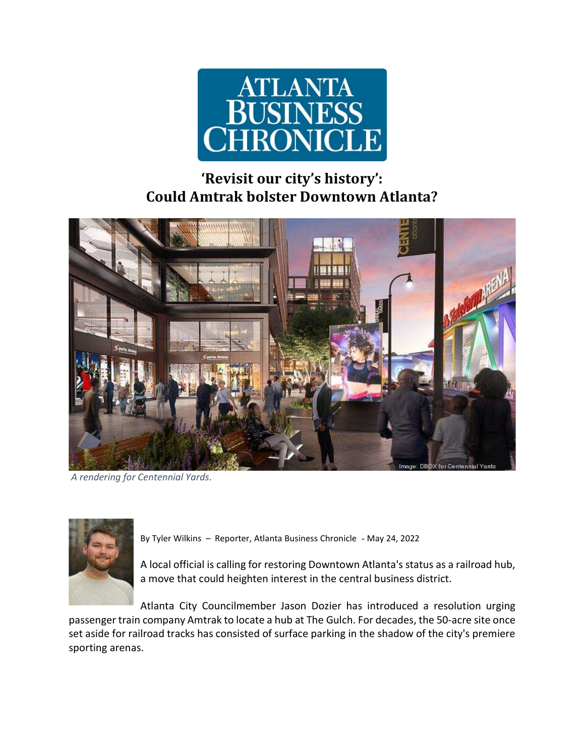# ATLANTA BUSINESS CHRONICLE

## 'Revisit our city's history': Could Amtrak bolster Downtown Atlanta?

*A rendering for Centennial Yards.*

By Tyler Wilkins – Reporter, Atlanta Business Chronicle - May 24, 2022

A local official is calling for restoring Downtown Atlanta's status as a railroad hub, a move that could heighten interest in the central business district.

Atlanta City Councilmember Jason Dozier has introduced a resolution urging passenger train company Amtrak to locate a hub at The Gulch. For decades, the 50-acre site once set aside for railroad tracks has consisted of surface parking in the shadow of the city's premiere sporting arenas.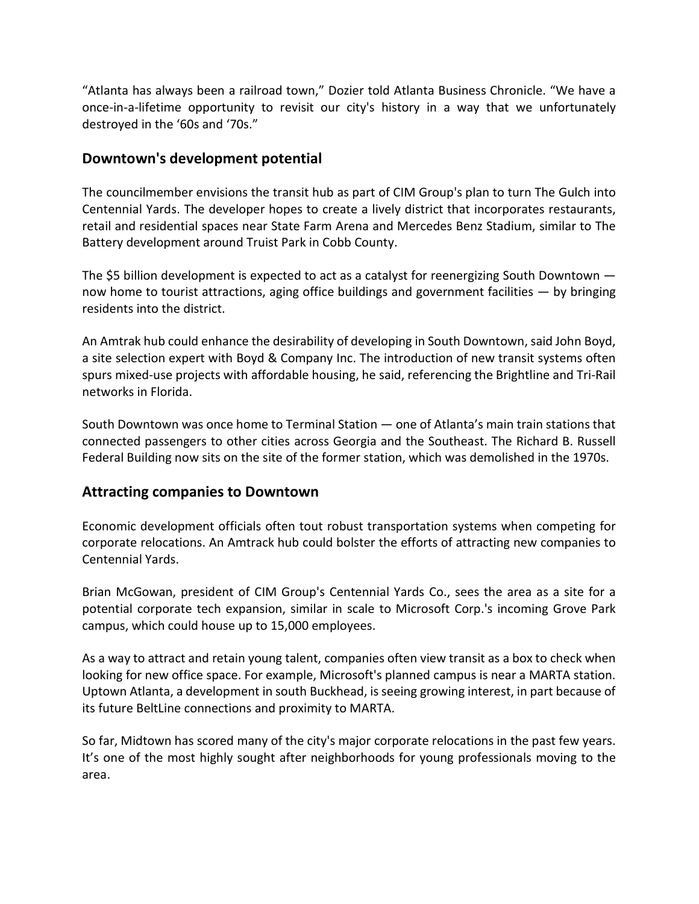"Atlanta has always been a railroad town," Dozier told Atlanta Business Chronicle. "We have a once-in-a-lifetime opportunity to revisit our city's history in a way that we unfortunately destroyed in the '60s and '70s."

## Downtown's development potential

The councilmember envisions the transit hub as part of CIM Group's plan to turn The Gulch into Centennial Yards. The developer hopes to create a lively district that incorporates restaurants, retail and residential spaces near State Farm Arena and Mercedes Benz Stadium, similar to The Battery development around Truist Park in Cobb County.

The $5 billion development is expected to act as a catalyst for reenergizing South Downtown — now home to tourist attractions, aging office buildings and government facilities — by bringing residents into the district.

An Amtrak hub could enhance the desirability of developing in South Downtown, said John Boyd, a site selection expert with Boyd & Company Inc. The introduction of new transit systems often spurs mixed-use projects with affordable housing, he said, referencing the Brightline and Tri-Rail networks in Florida.

South Downtown was once home to Terminal Station — one of Atlanta's main train stations that connected passengers to other cities across Georgia and the Southeast. The Richard B. Russell Federal Building now sits on the site of the former station, which was demolished in the 1970s.

## Attracting companies to Downtown

Economic development officials often tout robust transportation systems when competing for corporate relocations. An Amtrack hub could bolster the efforts of attracting new companies to Centennial Yards.

Brian McGowan, president of CIM Group's Centennial Yards Co., sees the area as a site for a potential corporate tech expansion, similar in scale to Microsoft Corp.'s incoming Grove Park campus, which could house up to 15,000 employees.

As a way to attract and retain young talent, companies often view transit as a box to check when looking for new office space. For example, Microsoft's planned campus is near a MARTA station. Uptown Atlanta, a development in south Buckhead, is seeing growing interest, in part because of its future BeltLine connections and proximity to MARTA.

So far, Midtown has scored many of the city's major corporate relocations in the past few years. It's one of the most highly sought after neighborhoods for young professionals moving to the area.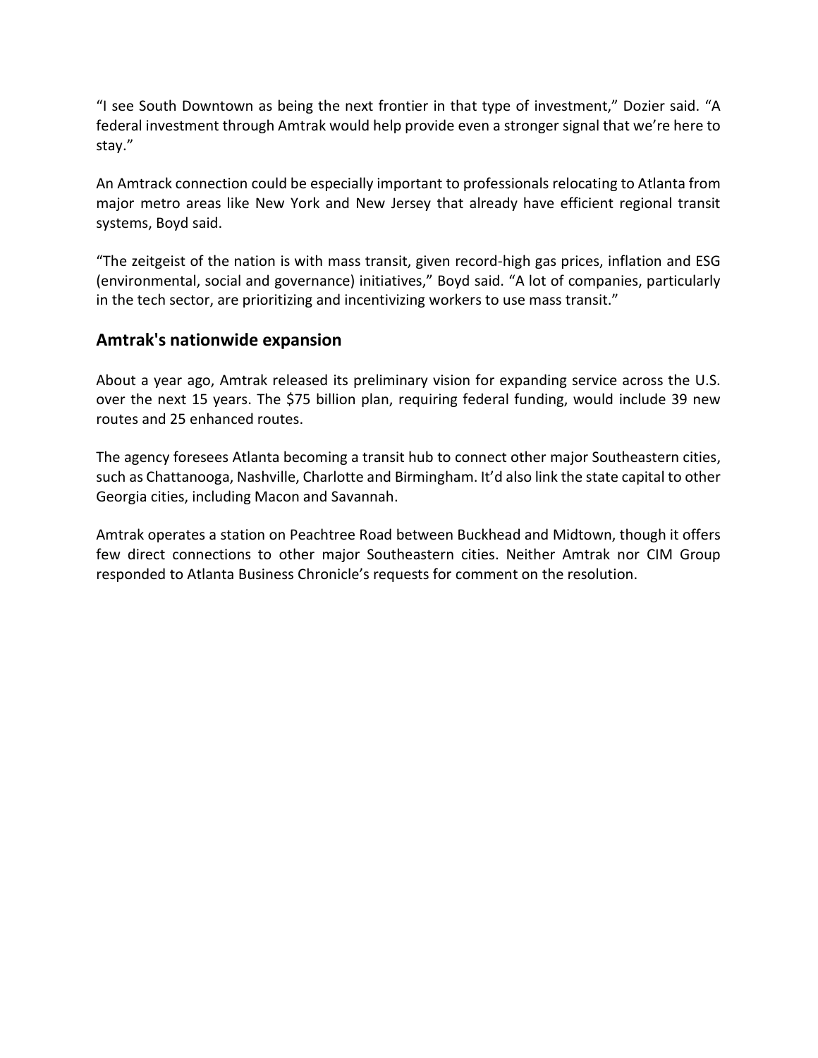"I see South Downtown as being the next frontier in that type of investment," Dozier said. "A federal investment through Amtrak would help provide even a stronger signal that we're here to stay."

An Amtrack connection could be especially important to professionals relocating to Atlanta from major metro areas like New York and New Jersey that already have efficient regional transit systems, Boyd said.

"The zeitgeist of the nation is with mass transit, given record-high gas prices, inflation and ESG (environmental, social and governance) initiatives," Boyd said. "A lot of companies, particularly in the tech sector, are prioritizing and incentivizing workers to use mass transit."

## Amtrak's nationwide expansion

About a year ago, Amtrak released its preliminary vision for expanding service across the U.S. over the next 15 years. The $75 billion plan, requiring federal funding, would include 39 new routes and 25 enhanced routes.

The agency foresees Atlanta becoming a transit hub to connect other major Southeastern cities, such as Chattanooga, Nashville, Charlotte and Birmingham. It'd also link the state capital to other Georgia cities, including Macon and Savannah.

Amtrak operates a station on Peachtree Road between Buckhead and Midtown, though it offers few direct connections to other major Southeastern cities. Neither Amtrak nor CIM Group responded to Atlanta Business Chronicle's requests for comment on the resolution.